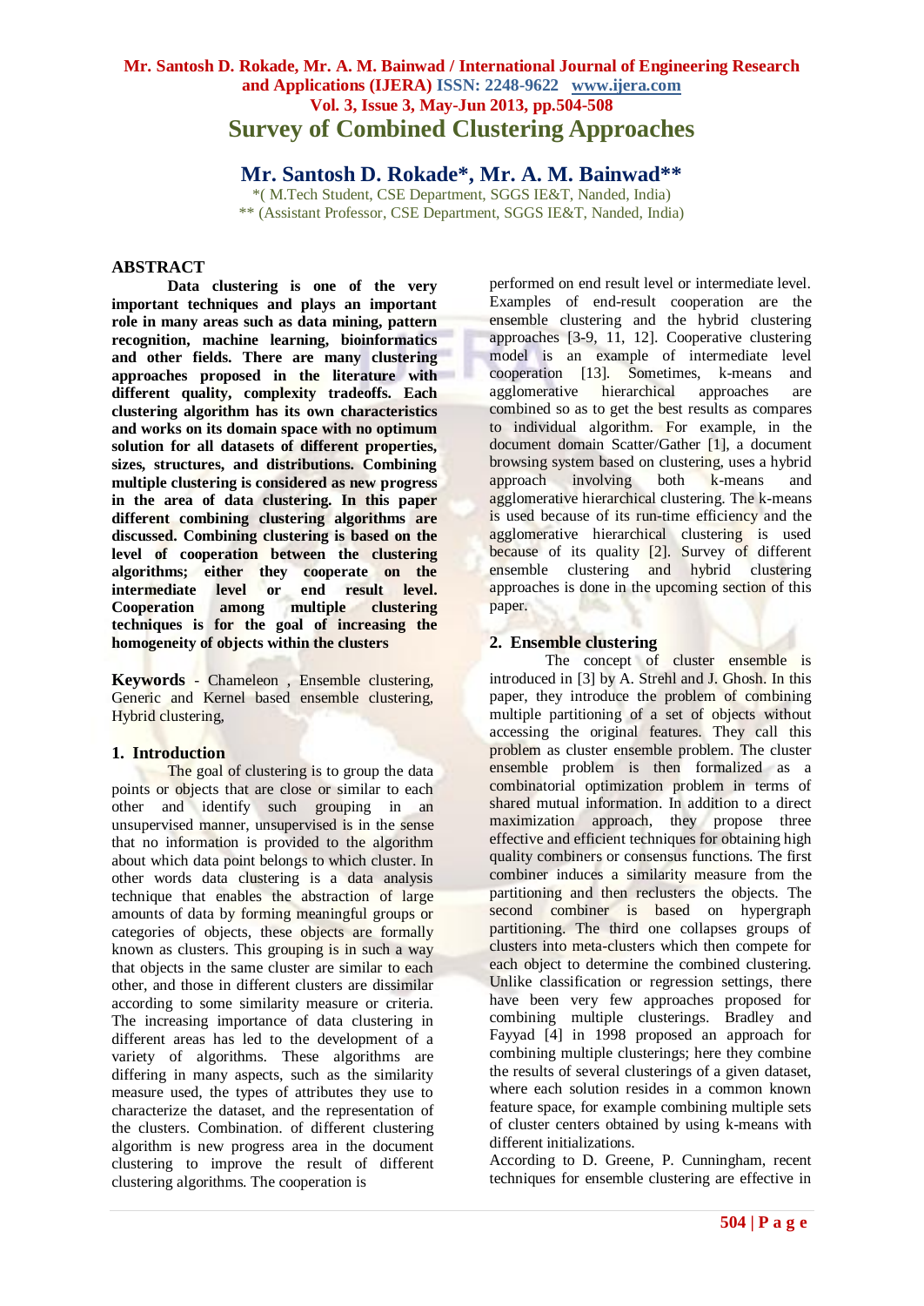# Survey of Combined Clustering Approaches

## Mr. Santosh D. Rokade*, Mr. A. M. Bainwad**

*( M.Tech Student, CSE Department, SGGS IE&T, Nanded, India)
** (Assistant Professor, CSE Department, SGGS IE&T, Nanded, India)

## ABSTRACT

**Data clustering is one of the very important techniques and plays an important role in many areas such as data mining, pattern recognition, machine learning, bioinformatics and other fields. There are many clustering approaches proposed in the literature with different quality, complexity tradeoffs. Each clustering algorithm has its own characteristics and works on its domain space with no optimum solution for all datasets of different properties, sizes, structures, and distributions. Combining multiple clustering is considered as new progress in the area of data clustering. In this paper different combining clustering algorithms are discussed. Combining clustering is based on the level of cooperation between the clustering algorithms; either they cooperate on the intermediate level or end result level. Cooperation among multiple clustering techniques is for the goal of increasing the homogeneity of objects within the clusters**

**Keywords** - Chameleon , Ensemble clustering, Generic and Kernel based ensemble clustering, Hybrid clustering,

## 1. Introduction

The goal of clustering is to group the data points or objects that are close or similar to each other and identify such grouping in an unsupervised manner, unsupervised is in the sense that no information is provided to the algorithm about which data point belongs to which cluster. In other words data clustering is a data analysis technique that enables the abstraction of large amounts of data by forming meaningful groups or categories of objects, these objects are formally known as clusters. This grouping is in such a way that objects in the same cluster are similar to each other, and those in different clusters are dissimilar according to some similarity measure or criteria. The increasing importance of data clustering in different areas has led to the development of a variety of algorithms. These algorithms are differing in many aspects, such as the similarity measure used, the types of attributes they use to characterize the dataset, and the representation of the clusters. Combination. of different clustering algorithm is new progress area in the document clustering to improve the result of different clustering algorithms. The cooperation is performed on end result level or intermediate level. Examples of end-result cooperation are the ensemble clustering and the hybrid clustering approaches [3-9, 11, 12]. Cooperative clustering model is an example of intermediate level cooperation [13]. Sometimes, k-means and agglomerative hierarchical approaches are combined so as to get the best results as compares to individual algorithm. For example, in the document domain Scatter/Gather [1], a document browsing system based on clustering, uses a hybrid approach involving both k-means and agglomerative hierarchical clustering. The k-means is used because of its run-time efficiency and the agglomerative hierarchical clustering is used because of its quality [2]. Survey of different ensemble clustering and hybrid clustering approaches is done in the upcoming section of this paper.

## 2. Ensemble clustering

The concept of cluster ensemble is introduced in [3] by A. Strehl and J. Ghosh. In this paper, they introduce the problem of combining multiple partitioning of a set of objects without accessing the original features. They call this problem as cluster ensemble problem. The cluster ensemble problem is then formalized as a combinatorial optimization problem in terms of shared mutual information. In addition to a direct maximization approach, they propose three effective and efficient techniques for obtaining high quality combiners or consensus functions. The first combiner induces a similarity measure from the partitioning and then reclusters the objects. The second combiner is based on hypergraph partitioning. The third one collapses groups of clusters into meta-clusters which then compete for each object to determine the combined clustering. Unlike classification or regression settings, there have been very few approaches proposed for combining multiple clusterings. Bradley and Fayyad [4] in 1998 proposed an approach for combining multiple clusterings; here they combine the results of several clusterings of a given dataset, where each solution resides in a common known feature space, for example combining multiple sets of cluster centers obtained by using k-means with different initializations.

According to D. Greene, P. Cunningham, recent techniques for ensemble clustering are effective in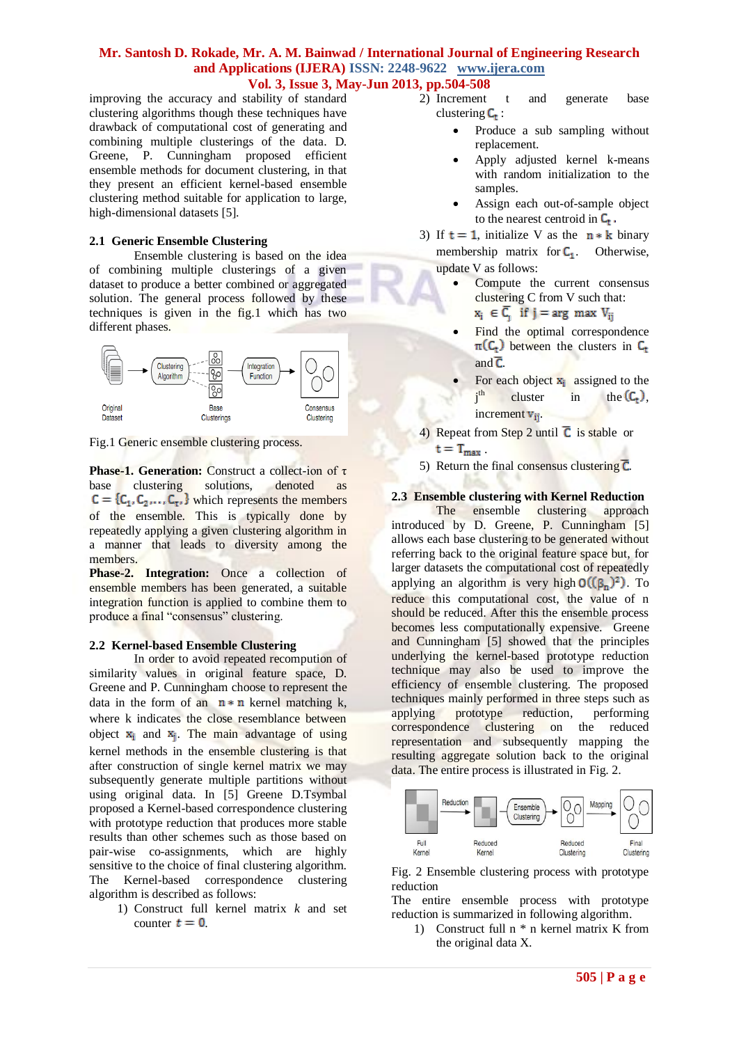improving the accuracy and stability of standard clustering algorithms though these techniques have drawback of computational cost of generating and combining multiple clusterings of the data. D. Greene, P. Cunningham proposed efficient ensemble methods for document clustering, in that they present an efficient kernel-based ensemble clustering method suitable for application to large, high-dimensional datasets [5].

### 2.1 Generic Ensemble Clustering

Ensemble clustering is based on the idea of combining multiple clusterings of a given dataset to produce a better combined or aggregated solution. The general process followed by these techniques is given in the fig.1 which has two different phases.

Fig.1 Generic ensemble clustering process.

**Phase-1. Generation:** Construct a collect-ion of τ base clustering solutions, denoted as $C = \{C_1, C_2, \ldots, C_\tau\}$ which represents the members of the ensemble. This is typically done by repeatedly applying a given clustering algorithm in a manner that leads to diversity among the members.

**Phase-2. Integration:** Once a collection of ensemble members has been generated, a suitable integration function is applied to combine them to produce a final "consensus" clustering.

### 2.2 Kernel-based Ensemble Clustering

In order to avoid repeated recomputation of similarity values in original feature space, D. Greene and P. Cunningham choose to represent the data in the form of an $n * n$ kernel matching k, where k indicates the close resemblance between object $x_i$ and $x_j$. The main advantage of using kernel methods in the ensemble clustering is that after construction of single kernel matrix we may subsequently generate multiple partitions without using original data. In [5] Greene D.Tsymbal proposed a Kernel-based correspondence clustering with prototype reduction that produces more stable results than other schemes such as those based on pair-wise co-assignments, which are highly sensitive to the choice of final clustering algorithm. The Kernel-based correspondence clustering algorithm is described as follows:

1) Construct full kernel matrix *k* and set counter $t = 0$.
2) Increment t and generate base clustering $C_t$ :
    - Produce a sub sampling without replacement.
    - Apply adjusted kernel k-means with random initialization to the samples.
    - Assign each out-of-sample object to the nearest centroid in $C_t$.
3) If $t = 1$, initialize V as the $n * k$ binary membership matrix for $C_1$. Otherwise, update V as follows:
    - Compute the current consensus clustering C from V such that: $x_i \in \bar{C}_j$ if $j = \arg\max V_{ij}$
    - Find the optimal correspondence $\pi(C_t)$ between the clusters in $C_t$ and $\bar{C}$.
    - For each object $x_i$ assigned to the $j^{th}$ cluster in the $(C_t)$, increment $v_{ij}$.
4) Repeat from Step 2 until $\bar{C}$ is stable or $t = T_{max}$.
5) Return the final consensus clustering $\bar{C}$.

### 2.3 Ensemble clustering with Kernel Reduction

The ensemble clustering approach introduced by D. Greene, P. Cunningham [5] allows each base clustering to be generated without referring back to the original feature space but, for larger datasets the computational cost of repeatedly applying an algorithm is very high $O((\beta_n)^2)$. To reduce this computational cost, the value of n should be reduced. After this the ensemble process becomes less computationally expensive. Greene and Cunningham [5] showed that the principles underlying the kernel-based prototype reduction technique may also be used to improve the efficiency of ensemble clustering. The proposed techniques mainly performed in three steps such as applying prototype reduction, performing correspondence clustering on the reduced representation and subsequently mapping the resulting aggregate solution back to the original data. The entire process is illustrated in Fig. 2.

Fig. 2 Ensemble clustering process with prototype reduction

The entire ensemble process with prototype reduction is summarized in following algorithm.

1) Construct full n * n kernel matrix K from the original data X.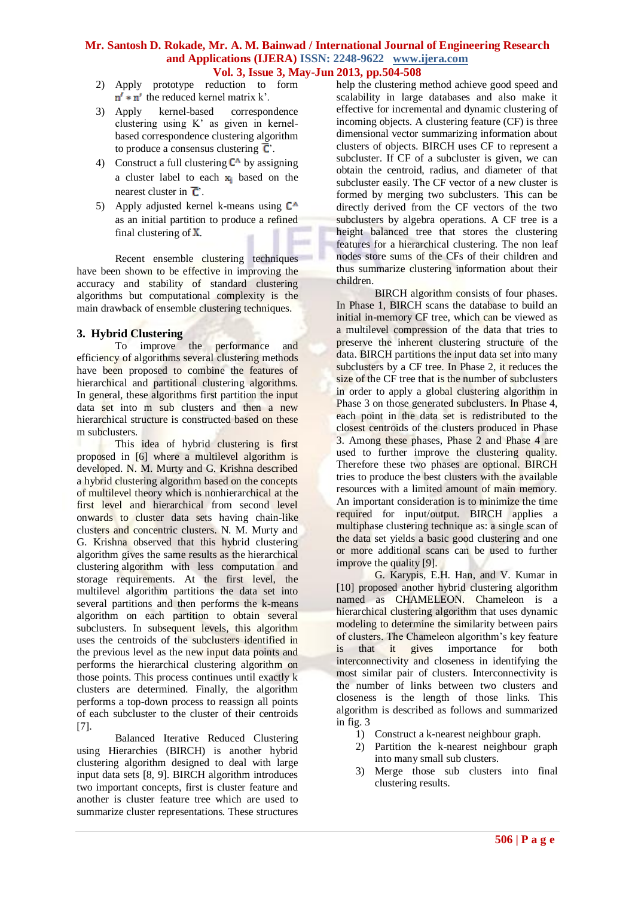2) Apply prototype reduction to form $n' * n'$ the reduced kernel matrix k'.
3) Apply kernel-based correspondence clustering using K' as given in kernel-based correspondence clustering algorithm to produce a consensus clustering $\overline{C}$'.
4) Construct a full clustering $C^{\wedge}$ by assigning a cluster label to each $x_i$ based on the nearest cluster in $\overline{C}$'.
5) Apply adjusted kernel k-means using $C^{\wedge}$ as an initial partition to produce a refined final clustering of $X$.

Recent ensemble clustering techniques have been shown to be effective in improving the accuracy and stability of standard clustering algorithms but computational complexity is the main drawback of ensemble clustering techniques.

## 3. Hybrid Clustering

To improve the performance and efficiency of algorithms several clustering methods have been proposed to combine the features of hierarchical and partitional clustering algorithms. In general, these algorithms first partition the input data set into m sub clusters and then a new hierarchical structure is constructed based on these m subclusters.

This idea of hybrid clustering is first proposed in [6] where a multilevel algorithm is developed. N. M. Murty and G. Krishna described a hybrid clustering algorithm based on the concepts of multilevel theory which is nonhierarchical at the first level and hierarchical from second level onwards to cluster data sets having chain-like clusters and concentric clusters. N. M. Murty and G. Krishna observed that this hybrid clustering algorithm gives the same results as the hierarchical clustering algorithm with less computation and storage requirements. At the first level, the multilevel algorithm partitions the data set into several partitions and then performs the k-means algorithm on each partition to obtain several subclusters. In subsequent levels, this algorithm uses the centroids of the subclusters identified in the previous level as the new input data points and performs the hierarchical clustering algorithm on those points. This process continues until exactly k clusters are determined. Finally, the algorithm performs a top-down process to reassign all points of each subcluster to the cluster of their centroids [7].

Balanced Iterative Reduced Clustering using Hierarchies (BIRCH) is another hybrid clustering algorithm designed to deal with large input data sets [8, 9]. BIRCH algorithm introduces two important concepts, first is cluster feature and another is cluster feature tree which are used to summarize cluster representations. These structures help the clustering method achieve good speed and scalability in large databases and also make it effective for incremental and dynamic clustering of incoming objects. A clustering feature (CF) is three dimensional vector summarizing information about clusters of objects. BIRCH uses CF to represent a subcluster. If CF of a subcluster is given, we can obtain the centroid, radius, and diameter of that subcluster easily. The CF vector of a new cluster is formed by merging two subclusters. This can be directly derived from the CF vectors of the two subclusters by algebra operations. A CF tree is a height balanced tree that stores the clustering features for a hierarchical clustering. The non leaf nodes store sums of the CFs of their children and thus summarize clustering information about their children.

BIRCH algorithm consists of four phases. In Phase 1, BIRCH scans the database to build an initial in-memory CF tree, which can be viewed as a multilevel compression of the data that tries to preserve the inherent clustering structure of the data. BIRCH partitions the input data set into many subclusters by a CF tree. In Phase 2, it reduces the size of the CF tree that is the number of subclusters in order to apply a global clustering algorithm in Phase 3 on those generated subclusters. In Phase 4, each point in the data set is redistributed to the closest centroids of the clusters produced in Phase 3. Among these phases, Phase 2 and Phase 4 are used to further improve the clustering quality. Therefore these two phases are optional. BIRCH tries to produce the best clusters with the available resources with a limited amount of main memory. An important consideration is to minimize the time required for input/output. BIRCH applies a multiphase clustering technique as: a single scan of the data set yields a basic good clustering and one or more additional scans can be used to further improve the quality [9].

G. Karypis, E.H. Han, and V. Kumar in [10] proposed another hybrid clustering algorithm named as CHAMELEON. Chameleon is a hierarchical clustering algorithm that uses dynamic modeling to determine the similarity between pairs of clusters. The Chameleon algorithm's key feature is that it gives importance for both interconnectivity and closeness in identifying the most similar pair of clusters. Interconnectivity is the number of links between two clusters and closeness is the length of those links. This algorithm is described as follows and summarized in fig. 3

1) Construct a k-nearest neighbour graph.
2) Partition the k-nearest neighbour graph into many small sub clusters.
3) Merge those sub clusters into final clustering results.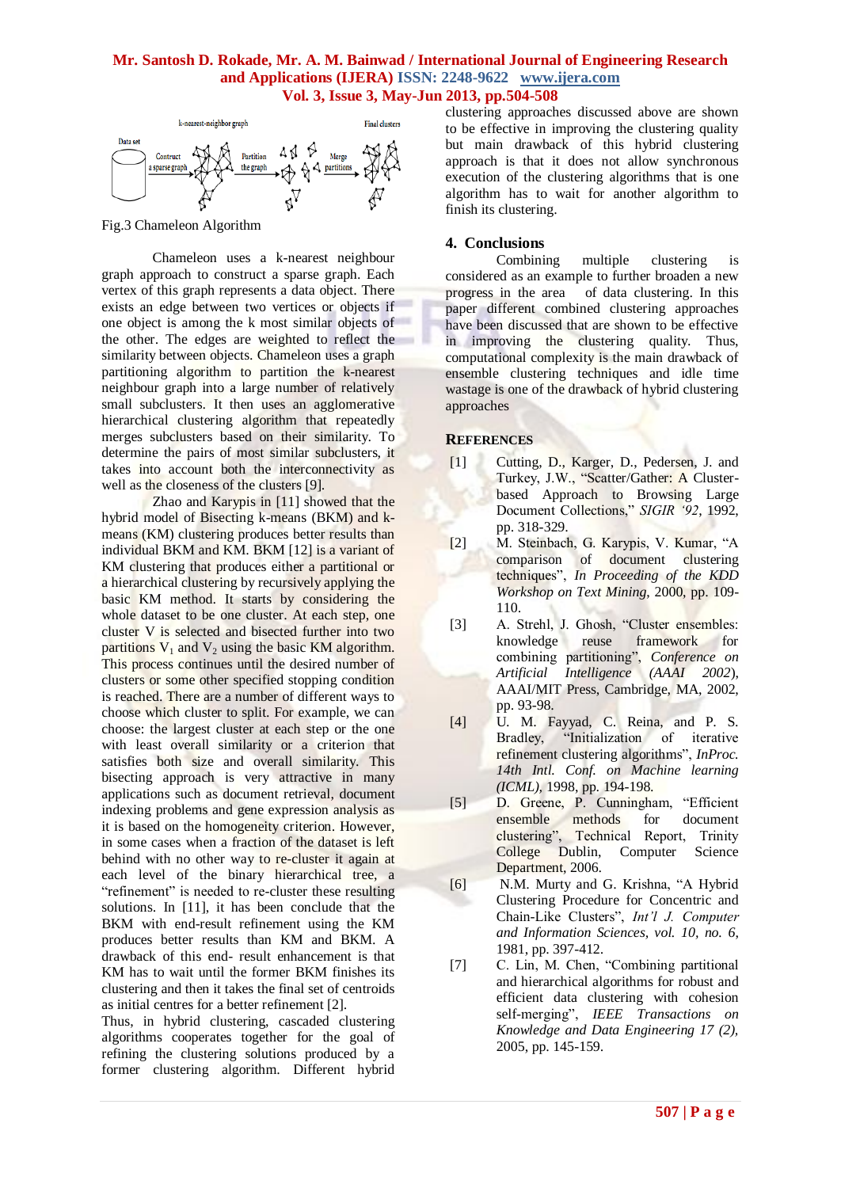Fig.3 Chameleon Algorithm

Chameleon uses a k-nearest neighbour graph approach to construct a sparse graph. Each vertex of this graph represents a data object. There exists an edge between two vertices or objects if one object is among the k most similar objects of the other. The edges are weighted to reflect the similarity between objects. Chameleon uses a graph partitioning algorithm to partition the k-nearest neighbour graph into a large number of relatively small subclusters. It then uses an agglomerative hierarchical clustering algorithm that repeatedly merges subclusters based on their similarity. To determine the pairs of most similar subclusters, it takes into account both the interconnectivity as well as the closeness of the clusters [9].

Zhao and Karypis in [11] showed that the hybrid model of Bisecting k-means (BKM) and k-means (KM) clustering produces better results than individual BKM and KM. BKM [12] is a variant of KM clustering that produces either a partitional or a hierarchical clustering by recursively applying the basic KM method. It starts by considering the whole dataset to be one cluster. At each step, one cluster V is selected and bisected further into two partitions $V_1$ and $V_2$ using the basic KM algorithm. This process continues until the desired number of clusters or some other specified stopping condition is reached. There are a number of different ways to choose which cluster to split. For example, we can choose: the largest cluster at each step or the one with least overall similarity or a criterion that satisfies both size and overall similarity. This bisecting approach is very attractive in many applications such as document retrieval, document indexing problems and gene expression analysis as it is based on the homogeneity criterion. However, in some cases when a fraction of the dataset is left behind with no other way to re-cluster it again at each level of the binary hierarchical tree, a "refinement" is needed to re-cluster these resulting solutions. In [11], it has been conclude that the BKM with end-result refinement using the KM produces better results than KM and BKM. A drawback of this end- result enhancement is that KM has to wait until the former BKM finishes its clustering and then it takes the final set of centroids as initial centres for a better refinement [2].

Thus, in hybrid clustering, cascaded clustering algorithms cooperates together for the goal of refining the clustering solutions produced by a former clustering algorithm. Different hybrid clustering approaches discussed above are shown to be effective in improving the clustering quality but main drawback of this hybrid clustering approach is that it does not allow synchronous execution of the clustering algorithms that is one algorithm has to wait for another algorithm to finish its clustering.

## 4. Conclusions

Combining multiple clustering is considered as an example to further broaden a new progress in the area of data clustering. In this paper different combined clustering approaches have been discussed that are shown to be effective in improving the clustering quality. Thus, computational complexity is the main drawback of ensemble clustering techniques and idle time wastage is one of the drawback of hybrid clustering approaches

## References

[1] Cutting, D., Karger, D., Pedersen, J. and Turkey, J.W., "Scatter/Gather: A Cluster-based Approach to Browsing Large Document Collections," *SIGIR '92*, 1992, pp. 318-329.

[2] M. Steinbach, G. Karypis, V. Kumar, "A comparison of document clustering techniques", *In Proceeding of the KDD Workshop on Text Mining*, 2000, pp. 109-110.

[3] A. Strehl, J. Ghosh, "Cluster ensembles: knowledge reuse framework for combining partitioning", *Conference on Artificial Intelligence (AAAI 2002)*, AAAI/MIT Press, Cambridge, MA, 2002, pp. 93-98.

[4] U. M. Fayyad, C. Reina, and P. S. Bradley, "Initialization of iterative refinement clustering algorithms", *InProc. 14th Intl. Conf. on Machine learning (ICML)*, 1998, pp. 194-198.

[5] D. Greene, P. Cunningham, "Efficient ensemble methods for document clustering", Technical Report, Trinity College Dublin, Computer Science Department, 2006.

[6] N.M. Murty and G. Krishna, "A Hybrid Clustering Procedure for Concentric and Chain-Like Clusters", *Int'l J. Computer and Information Sciences, vol. 10, no. 6*, 1981, pp. 397-412.

[7] C. Lin, M. Chen, "Combining partitional and hierarchical algorithms for robust and efficient data clustering with cohesion self-merging", *IEEE Transactions on Knowledge and Data Engineering 17 (2)*, 2005, pp. 145-159.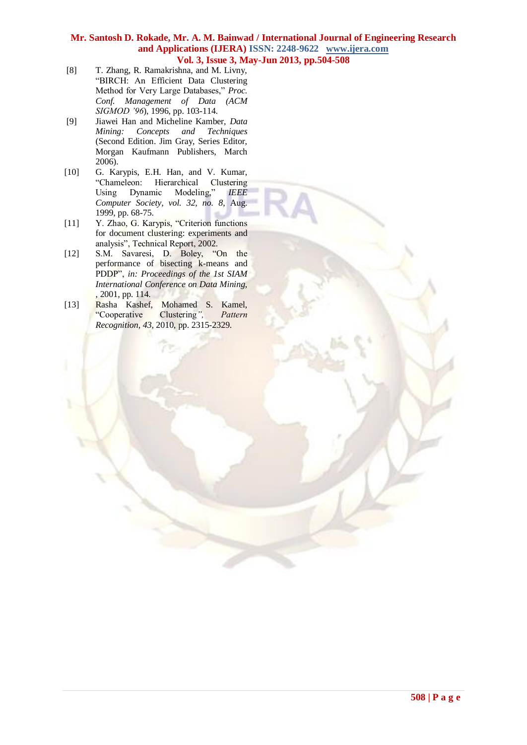[8] T. Zhang, R. Ramakrishna, and M. Livny, "BIRCH: An Efficient Data Clustering Method for Very Large Databases," *Proc. Conf. Management of Data (ACM SIGMOD '96*), 1996, pp. 103-114.

[9] Jiawei Han and Micheline Kamber, *Data Mining: Concepts and Techniques* (Second Edition. Jim Gray, Series Editor, Morgan Kaufmann Publishers, March 2006).

[10] G. Karypis, E.H. Han, and V. Kumar, "Chameleon: Hierarchical Clustering Using Dynamic Modeling," *IEEE Computer Society*, *vol. 32, no. 8*, Aug. 1999, pp. 68-75.

[11] Y. Zhao, G. Karypis, "Criterion functions for document clustering: experiments and analysis", Technical Report, 2002.

[12] S.M. Savaresi, D. Boley, "On the performance of bisecting k-means and PDDP", *in: Proceedings of the 1st SIAM International Conference on Data Mining*, , 2001, pp. 114.

[13] Rasha Kashef, Mohamed S. Kamel, "Cooperative Clustering*", Pattern Recognition, 43,* 2010, pp. 2315-2329.